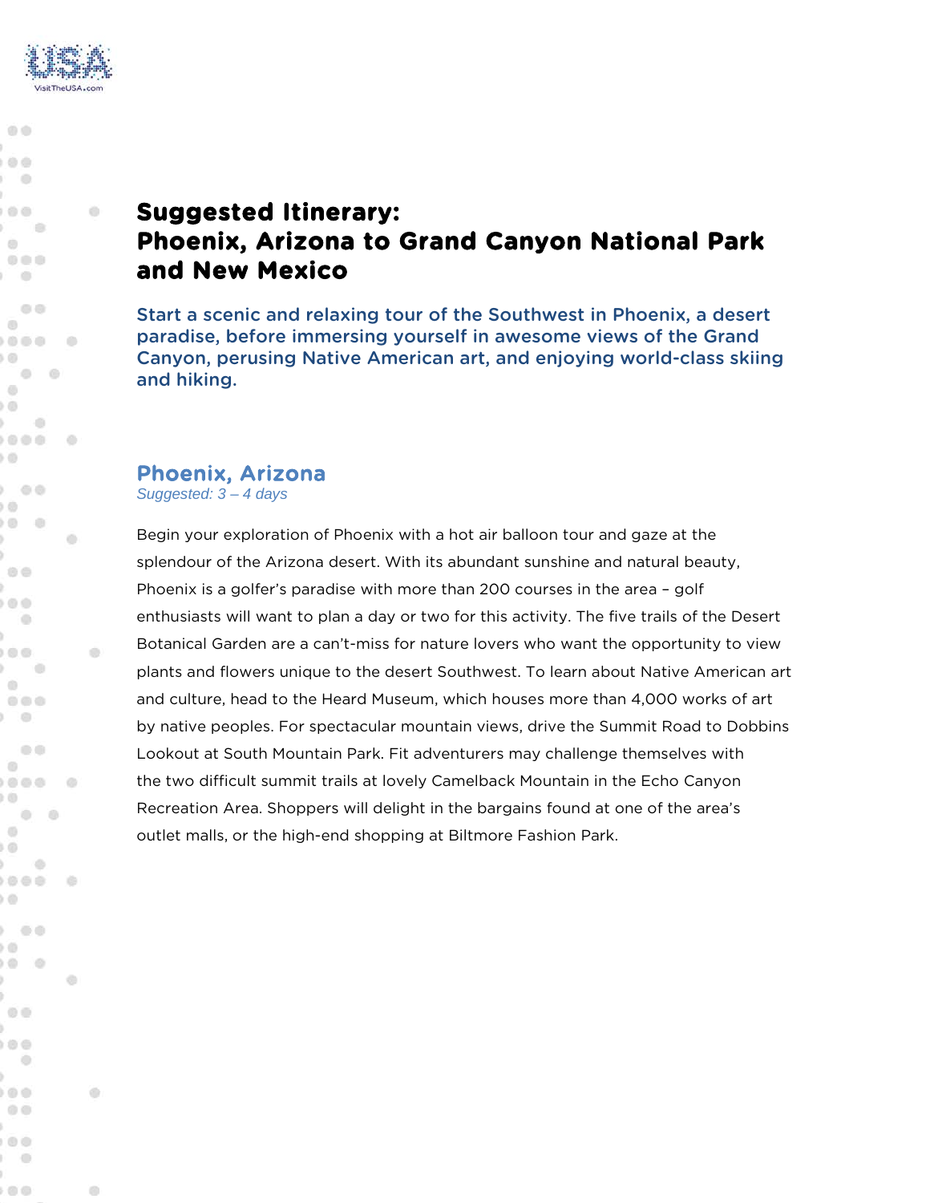# Suggested Itinerary:
# Phoenix, Arizona to Grand Canyon National Park and New Mexico

Start a scenic and relaxing tour of the Southwest in Phoenix, a desert paradise, before immersing yourself in awesome views of the Grand Canyon, perusing Native American art, and enjoying world-class skiing and hiking.

## Phoenix, Arizona

*Suggested: 3 – 4 days*

Begin your exploration of Phoenix with a hot air balloon tour and gaze at the splendour of the Arizona desert. With its abundant sunshine and natural beauty, Phoenix is a golfer's paradise with more than 200 courses in the area – golf enthusiasts will want to plan a day or two for this activity. The five trails of the Desert Botanical Garden are a can't-miss for nature lovers who want the opportunity to view plants and flowers unique to the desert Southwest. To learn about Native American art and culture, head to the Heard Museum, which houses more than 4,000 works of art by native peoples. For spectacular mountain views, drive the Summit Road to Dobbins Lookout at South Mountain Park. Fit adventurers may challenge themselves with the two difficult summit trails at lovely Camelback Mountain in the Echo Canyon Recreation Area. Shoppers will delight in the bargains found at one of the area's outlet malls, or the high-end shopping at Biltmore Fashion Park.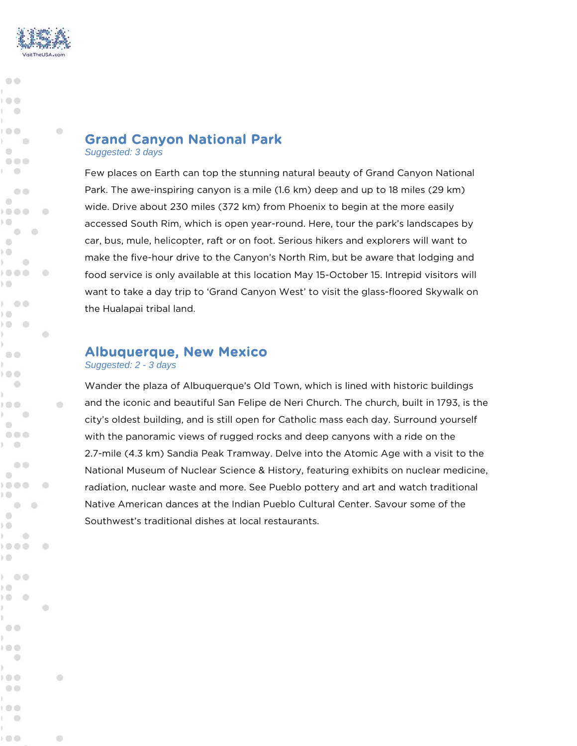## Grand Canyon National Park

*Suggested: 3 days*

Few places on Earth can top the stunning natural beauty of Grand Canyon National Park. The awe-inspiring canyon is a mile (1.6 km) deep and up to 18 miles (29 km) wide. Drive about 230 miles (372 km) from Phoenix to begin at the more easily accessed South Rim, which is open year-round. Here, tour the park's landscapes by car, bus, mule, helicopter, raft or on foot. Serious hikers and explorers will want to make the five-hour drive to the Canyon's North Rim, but be aware that lodging and food service is only available at this location May 15-October 15. Intrepid visitors will want to take a day trip to 'Grand Canyon West' to visit the glass-floored Skywalk on the Hualapai tribal land.

## Albuquerque, New Mexico

*Suggested: 2 - 3 days*

Wander the plaza of Albuquerque's Old Town, which is lined with historic buildings and the iconic and beautiful San Felipe de Neri Church. The church, built in 1793, is the city's oldest building, and is still open for Catholic mass each day. Surround yourself with the panoramic views of rugged rocks and deep canyons with a ride on the 2.7-mile (4.3 km) Sandia Peak Tramway. Delve into the Atomic Age with a visit to the National Museum of Nuclear Science & History, featuring exhibits on nuclear medicine, radiation, nuclear waste and more. See Pueblo pottery and art and watch traditional Native American dances at the Indian Pueblo Cultural Center. Savour some of the Southwest's traditional dishes at local restaurants.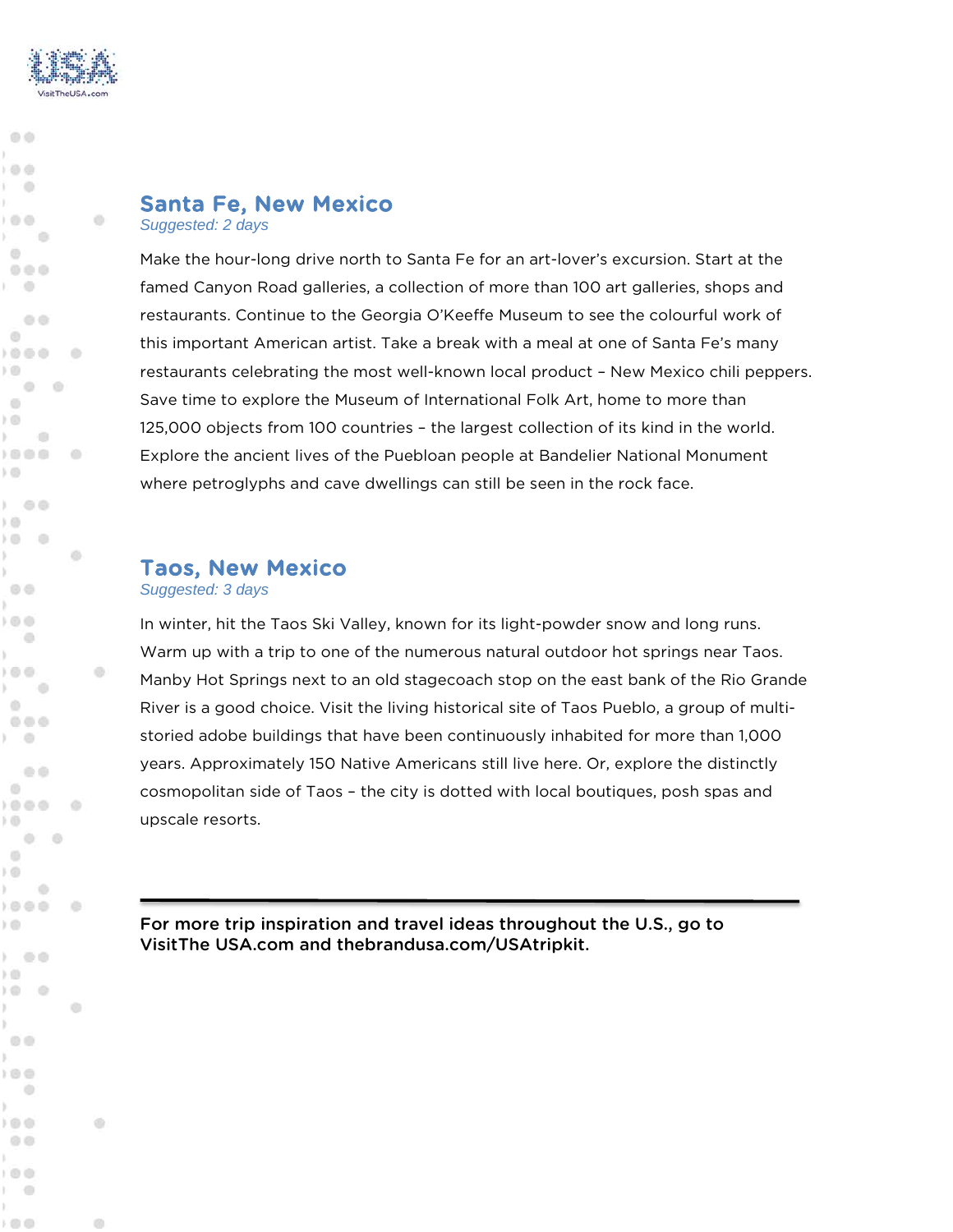## Santa Fe, New Mexico

*Suggested: 2 days*

Make the hour-long drive north to Santa Fe for an art-lover's excursion. Start at the famed Canyon Road galleries, a collection of more than 100 art galleries, shops and restaurants. Continue to the Georgia O'Keeffe Museum to see the colourful work of this important American artist. Take a break with a meal at one of Santa Fe's many restaurants celebrating the most well-known local product – New Mexico chili peppers. Save time to explore the Museum of International Folk Art, home to more than 125,000 objects from 100 countries – the largest collection of its kind in the world. Explore the ancient lives of the Puebloan people at Bandelier National Monument where petroglyphs and cave dwellings can still be seen in the rock face.

## Taos, New Mexico

*Suggested: 3 days*

In winter, hit the Taos Ski Valley, known for its light-powder snow and long runs. Warm up with a trip to one of the numerous natural outdoor hot springs near Taos. Manby Hot Springs next to an old stagecoach stop on the east bank of the Rio Grande River is a good choice. Visit the living historical site of Taos Pueblo, a group of multi-storied adobe buildings that have been continuously inhabited for more than 1,000 years. Approximately 150 Native Americans still live here. Or, explore the distinctly cosmopolitan side of Taos – the city is dotted with local boutiques, posh spas and upscale resorts.

---

**For more trip inspiration and travel ideas throughout the U.S., go to VisitThe USA.com and thebrandusa.com/USAtripkit.**